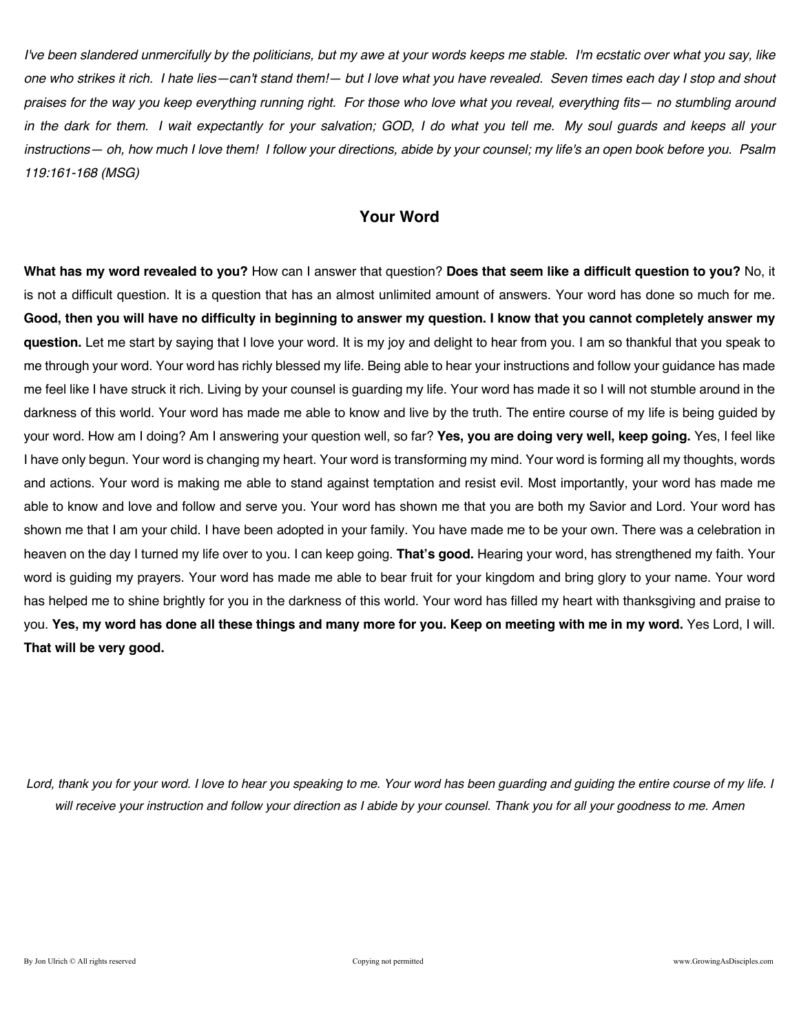*I've been slandered unmercifully by the politicians, but my awe at your words keeps me stable. I'm ecstatic over what you say, like one who strikes it rich. I hate lies—can't stand them!— but I love what you have revealed. Seven times each day I stop and shout praises for the way you keep everything running right. For those who love what you reveal, everything fits— no stumbling around in the dark for them. I wait expectantly for your salvation; GOD, I do what you tell me. My soul guards and keeps all your instructions— oh, how much I love them! I follow your directions, abide by your counsel; my life's an open book before you. Psalm 119:161-168 (MSG)*

## Your Word

**What has my word revealed to you?** How can I answer that question? **Does that seem like a difficult question to you?** No, it is not a difficult question. It is a question that has an almost unlimited amount of answers. Your word has done so much for me. **Good, then you will have no difficulty in beginning to answer my question. I know that you cannot completely answer my question.** Let me start by saying that I love your word. It is my joy and delight to hear from you. I am so thankful that you speak to me through your word. Your word has richly blessed my life. Being able to hear your instructions and follow your guidance has made me feel like I have struck it rich. Living by your counsel is guarding my life. Your word has made it so I will not stumble around in the darkness of this world. Your word has made me able to know and live by the truth. The entire course of my life is being guided by your word. How am I doing? Am I answering your question well, so far? **Yes, you are doing very well, keep going.** Yes, I feel like I have only begun. Your word is changing my heart. Your word is transforming my mind. Your word is forming all my thoughts, words and actions. Your word is making me able to stand against temptation and resist evil. Most importantly, your word has made me able to know and love and follow and serve you. Your word has shown me that you are both my Savior and Lord. Your word has shown me that I am your child. I have been adopted in your family. You have made me to be your own. There was a celebration in heaven on the day I turned my life over to you. I can keep going. **That's good.** Hearing your word, has strengthened my faith. Your word is guiding my prayers. Your word has made me able to bear fruit for your kingdom and bring glory to your name. Your word has helped me to shine brightly for you in the darkness of this world. Your word has filled my heart with thanksgiving and praise to you. **Yes, my word has done all these things and many more for you. Keep on meeting with me in my word.** Yes Lord, I will. **That will be very good.**

*Lord, thank you for your word. I love to hear you speaking to me. Your word has been guarding and guiding the entire course of my life. I will receive your instruction and follow your direction as I abide by your counsel. Thank you for all your goodness to me. Amen*

By Jon Ulrich © All rights reserved — Copying not permitted — www.GrowingAsDisciples.com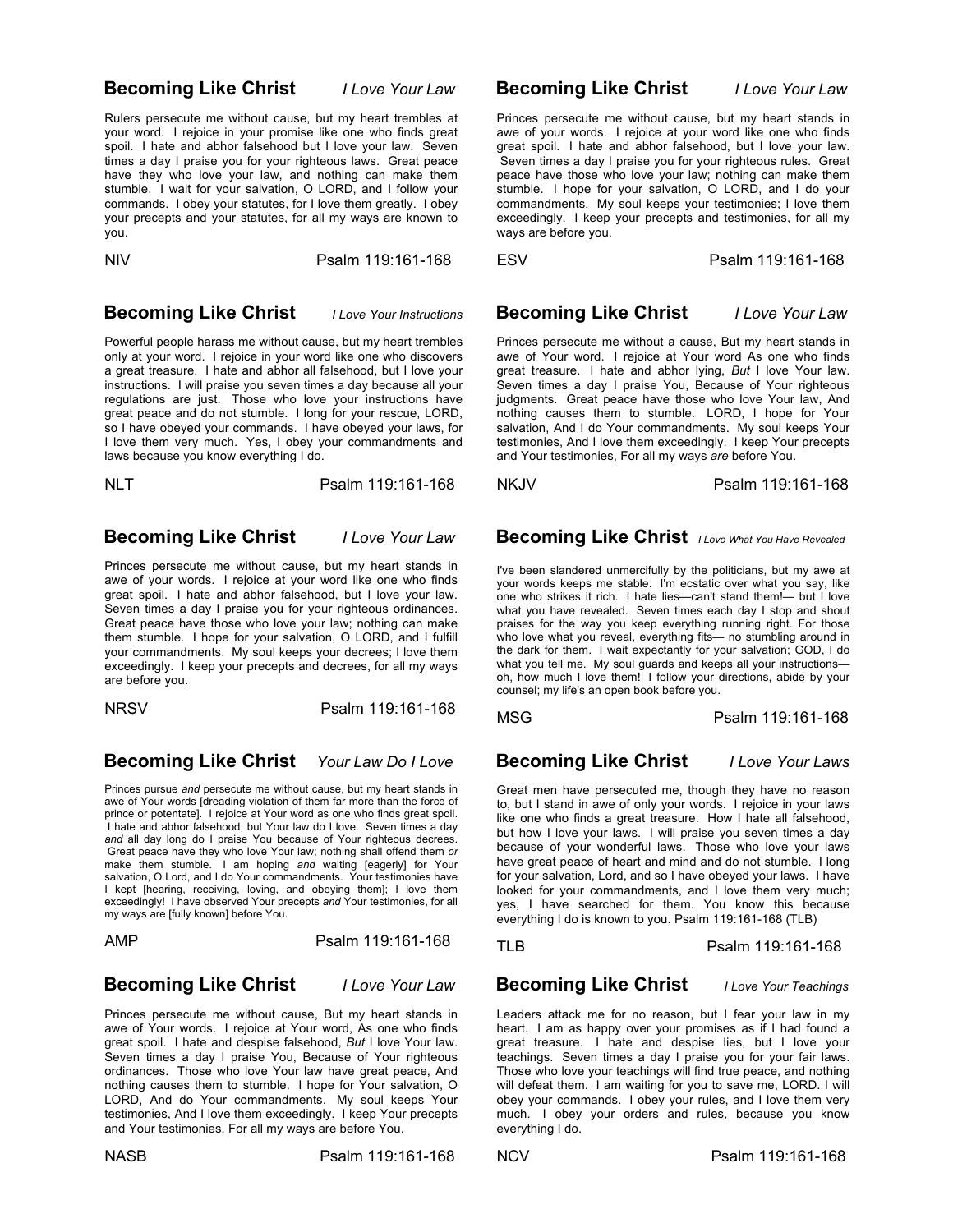## Becoming Like Christ — *I Love Your Law*

Rulers persecute me without cause, but my heart trembles at your word. I rejoice in your promise like one who finds great spoil. I hate and abhor falsehood but I love your law. Seven times a day I praise you for your righteous laws. Great peace have they who love your law, and nothing can make them stumble. I wait for your salvation, O LORD, and I follow your commands. I obey your statutes, for I love them greatly. I obey your precepts and your statutes, for all my ways are known to you.

NIV — Psalm 119:161-168

## Becoming Like Christ — *I Love Your Instructions*

Powerful people harass me without cause, but my heart trembles only at your word. I rejoice in your word like one who discovers a great treasure. I hate and abhor all falsehood, but I love your instructions. I will praise you seven times a day because all your regulations are just. Those who love your instructions have great peace and do not stumble. I long for your rescue, LORD, so I have obeyed your commands. I have obeyed your laws, for I love them very much. Yes, I obey your commandments and laws because you know everything I do.

NLT — Psalm 119:161-168

## Becoming Like Christ — *I Love Your Law*

Princes persecute me without cause, but my heart stands in awe of your words. I rejoice at your word like one who finds great spoil. I hate and abhor falsehood, but I love your law. Seven times a day I praise you for your righteous ordinances. Great peace have those who love your law; nothing can make them stumble. I hope for your salvation, O LORD, and I fulfill your commandments. My soul keeps your decrees; I love them exceedingly. I keep your precepts and decrees, for all my ways are before you.

NRSV — Psalm 119:161-168

## Becoming Like Christ — *Your Law Do I Love*

Princes pursue *and* persecute me without cause, but my heart stands in awe of Your words [dreading violation of them far more than the force of prince or potentate]. I rejoice at Your word as one who finds great spoil. I hate and abhor falsehood, but Your law do I love. Seven times a day *and* all day long do I praise You because of Your righteous decrees. Great peace have they who love Your law; nothing shall offend them *or* make them stumble. I am hoping *and* waiting [eagerly] for Your salvation, O Lord, and I do Your commandments. Your testimonies have I kept [hearing, receiving, loving, and obeying them]; I love them exceedingly! I have observed Your precepts *and* Your testimonies, for all my ways are [fully known] before You.

AMP — Psalm 119:161-168

## Becoming Like Christ — *I Love Your Law*

Princes persecute me without cause, But my heart stands in awe of Your words. I rejoice at Your word, As one who finds great spoil. I hate and despise falsehood, *But* I love Your law. Seven times a day I praise You, Because of Your righteous ordinances. Those who love Your law have great peace, And nothing causes them to stumble. I hope for Your salvation, O LORD, And do Your commandments. My soul keeps Your testimonies, And I love them exceedingly. I keep Your precepts and Your testimonies, For all my ways are before You.

NASB — Psalm 119:161-168

## Becoming Like Christ — *I Love Your Law*

Princes persecute me without cause, but my heart stands in awe of your words. I rejoice at your word like one who finds great spoil. I hate and abhor falsehood, but I love your law. Seven times a day I praise you for your righteous rules. Great peace have those who love your law; nothing can make them stumble. I hope for your salvation, O LORD, and I do your commandments. My soul keeps your testimonies; I love them exceedingly. I keep your precepts and testimonies, for all my ways are before you.

ESV — Psalm 119:161-168

## Becoming Like Christ — *I Love Your Law*

Princes persecute me without a cause, But my heart stands in awe of Your word. I rejoice at Your word As one who finds great treasure. I hate and abhor lying, *But* I love Your law. Seven times a day I praise You, Because of Your righteous judgments. Great peace have those who love Your law, And nothing causes them to stumble. LORD, I hope for Your salvation, And I do Your commandments. My soul keeps Your testimonies, And I love them exceedingly. I keep Your precepts and Your testimonies, For all my ways *are* before You.

NKJV — Psalm 119:161-168

## Becoming Like Christ — *I Love What You Have Revealed*

I've been slandered unmercifully by the politicians, but my awe at your words keeps me stable. I'm ecstatic over what you say, like one who strikes it rich. I hate lies—can't stand them!— but I love what you have revealed. Seven times each day I stop and shout praises for the way you keep everything running right. For those who love what you reveal, everything fits— no stumbling around in the dark for them. I wait expectantly for your salvation; GOD, I do what you tell me. My soul guards and keeps all your instructions— oh, how much I love them! I follow your directions, abide by your counsel; my life's an open book before you.

MSG — Psalm 119:161-168

## Becoming Like Christ — *I Love Your Laws*

Great men have persecuted me, though they have no reason to, but I stand in awe of only your words. I rejoice in your laws like one who finds a great treasure. How I hate all falsehood, but how I love your laws. I will praise you seven times a day because of your wonderful laws. Those who love your laws have great peace of heart and mind and do not stumble. I long for your salvation, Lord, and so I have obeyed your laws. I have looked for your commandments, and I love them very much; yes, I have searched for them. You know this because everything I do is known to you. Psalm 119:161-168 (TLB)

TLB — Psalm 119:161-168

## Becoming Like Christ — *I Love Your Teachings*

Leaders attack me for no reason, but I fear your law in my heart. I am as happy over your promises as if I had found a great treasure. I hate and despise lies, but I love your teachings. Seven times a day I praise you for your fair laws. Those who love your teachings will find true peace, and nothing will defeat them. I am waiting for you to save me, LORD. I will obey your commands. I obey your rules, and I love them very much. I obey your orders and rules, because you know everything I do.

NCV — Psalm 119:161-168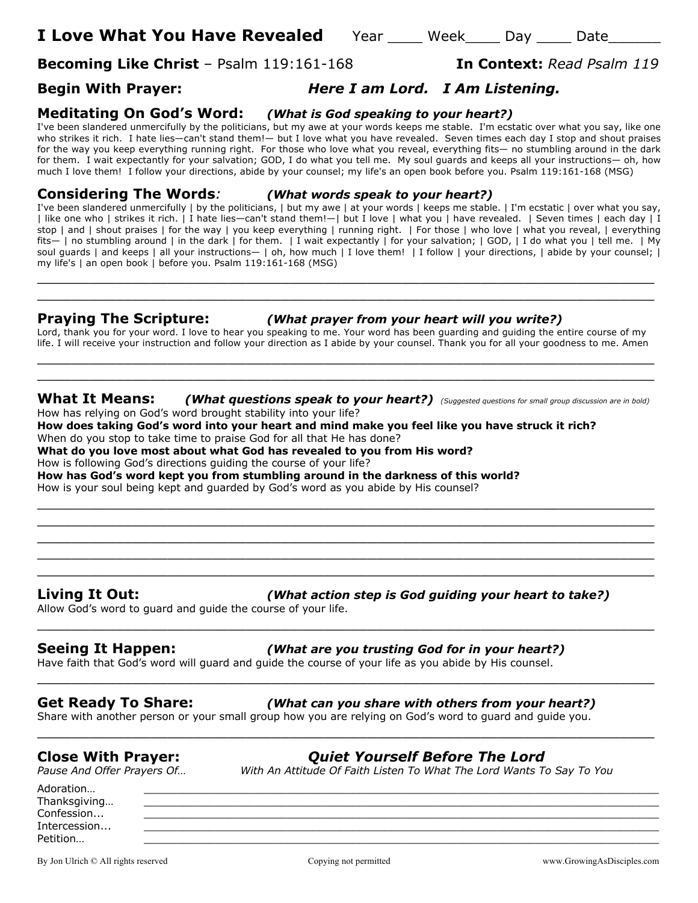# I Love What You Have Revealed

Year ____ Week____ Day ____ Date______

**Becoming Like Christ** – Psalm 119:161-168 **In Context:** *Read Psalm 119*

**Begin With Prayer:** ***Here I am Lord. I Am Listening.***

## Meditating On God's Word: *(What is God speaking to your heart?)*

I've been slandered unmercifully by the politicians, but my awe at your words keeps me stable. I'm ecstatic over what you say, like one who strikes it rich. I hate lies—can't stand them!— but I love what you have revealed. Seven times each day I stop and shout praises for the way you keep everything running right. For those who love what you reveal, everything fits— no stumbling around in the dark for them. I wait expectantly for your salvation; GOD, I do what you tell me. My soul guards and keeps all your instructions— oh, how much I love them! I follow your directions, abide by your counsel; my life's an open book before you. Psalm 119:161-168 (MSG)

## Considering The Words: *(What words speak to your heart?)*

I've been slandered unmercifully | by the politicians, | but my awe | at your words | keeps me stable. | I'm ecstatic | over what you say, | like one who | strikes it rich. | I hate lies—can't stand them!—| but I love | what you | have revealed. | Seven times | each day | I stop | and | shout praises | for the way | you keep everything | running right. | For those | who love | what you reveal, | everything fits— | no stumbling around | in the dark | for them. | I wait expectantly | for your salvation; | GOD, | I do what you | tell me. | My soul guards | and keeps | all your instructions— | oh, how much | I love them! | I follow | your directions, | abide by your counsel; | my life's | an open book | before you. Psalm 119:161-168 (MSG)

______________________________________________________________________________
______________________________________________________________________________

## Praying The Scripture: *(What prayer from your heart will you write?)*

Lord, thank you for your word. I love to hear you speaking to me. Your word has been guarding and guiding the entire course of my life. I will receive your instruction and follow your direction as I abide by your counsel. Thank you for all your goodness to me. Amen

______________________________________________________________________________
______________________________________________________________________________

## What It Means: *(What questions speak to your heart?)* *(Suggested questions for small group discussion are in bold)*

How has relying on God's word brought stability into your life?
**How does taking God's word into your heart and mind make you feel like you have struck it rich?**
When do you stop to take time to praise God for all that He has done?
**What do you love most about what God has revealed to you from His word?**
How is following God's directions guiding the course of your life?
**How has God's word kept you from stumbling around in the darkness of this world?**
How is your soul being kept and guarded by God's word as you abide by His counsel?

______________________________________________________________________________
______________________________________________________________________________
______________________________________________________________________________
______________________________________________________________________________
______________________________________________________________________________

## Living It Out: *(What action step is God guiding your heart to take?)*

Allow God's word to guard and guide the course of your life.

______________________________________________________________________________

## Seeing It Happen: *(What are you trusting God for in your heart?)*

Have faith that God's word will guard and guide the course of your life as you abide by His counsel.

______________________________________________________________________________

## Get Ready To Share: *(What can you share with others from your heart?)*

Share with another person or your small group how you are relying on God's word to guard and guide you.

______________________________________________________________________________

## Close With Prayer: *Quiet Yourself Before The Lord*

*Pause And Offer Prayers Of…* *With An Attitude Of Faith Listen To What The Lord Wants To Say To You*

Adoration… ____________________________________________________________
Thanksgiving… __________________________________________________________
Confession... ___________________________________________________________
Intercession... __________________________________________________________
Petition… ______________________________________________________________

By Jon Ulrich © All rights reserved Copying not permitted www.GrowingAsDisciples.com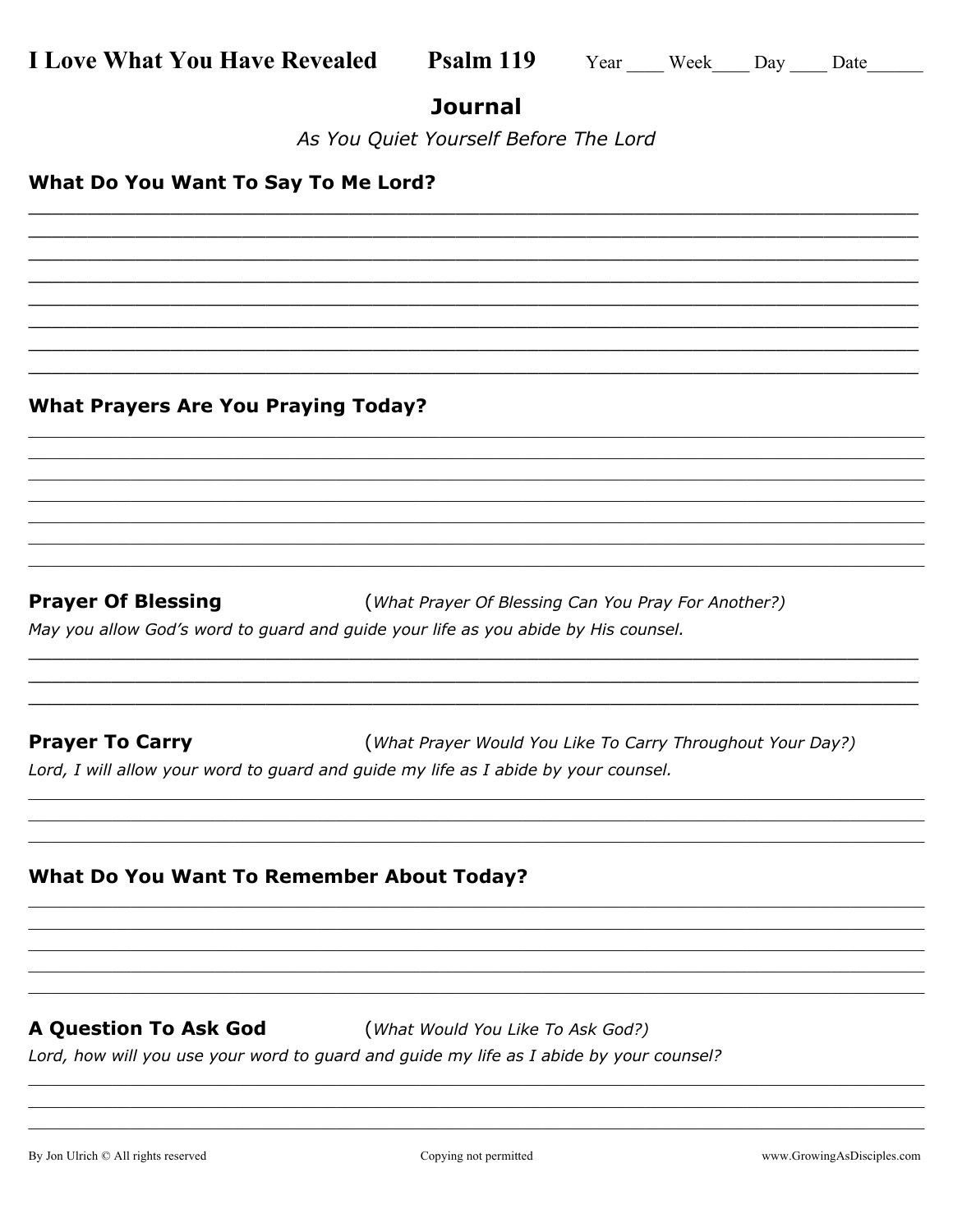# I Love What You Have Revealed    Psalm 119    Year ____ Week____ Day ____ Date______

## Journal

*As You Quiet Yourself Before The Lord*

### What Do You Want To Say To Me Lord?

________________________________________________________________________________
________________________________________________________________________________
________________________________________________________________________________
________________________________________________________________________________
________________________________________________________________________________
________________________________________________________________________________
________________________________________________________________________________
________________________________________________________________________________

### What Prayers Are You Praying Today?

________________________________________________________________________________
________________________________________________________________________________
________________________________________________________________________________
________________________________________________________________________________
________________________________________________________________________________
________________________________________________________________________________
________________________________________________________________________________

### Prayer Of Blessing
(*What Prayer Of Blessing Can You Pray For Another?*)

*May you allow God's word to guard and guide your life as you abide by His counsel.*

________________________________________________________________________________
________________________________________________________________________________
________________________________________________________________________________

### Prayer To Carry
(*What Prayer Would You Like To Carry Throughout Your Day?*)

*Lord, I will allow your word to guard and guide my life as I abide by your counsel.*

________________________________________________________________________________
________________________________________________________________________________
________________________________________________________________________________

### What Do You Want To Remember About Today?

________________________________________________________________________________
________________________________________________________________________________
________________________________________________________________________________
________________________________________________________________________________
________________________________________________________________________________

### A Question To Ask God
(*What Would You Like To Ask God?*)

*Lord, how will you use your word to guard and guide my life as I abide by your counsel?*

________________________________________________________________________________
________________________________________________________________________________
________________________________________________________________________________

By Jon Ulrich © All rights reserved    Copying not permitted    www.GrowingAsDisciples.com